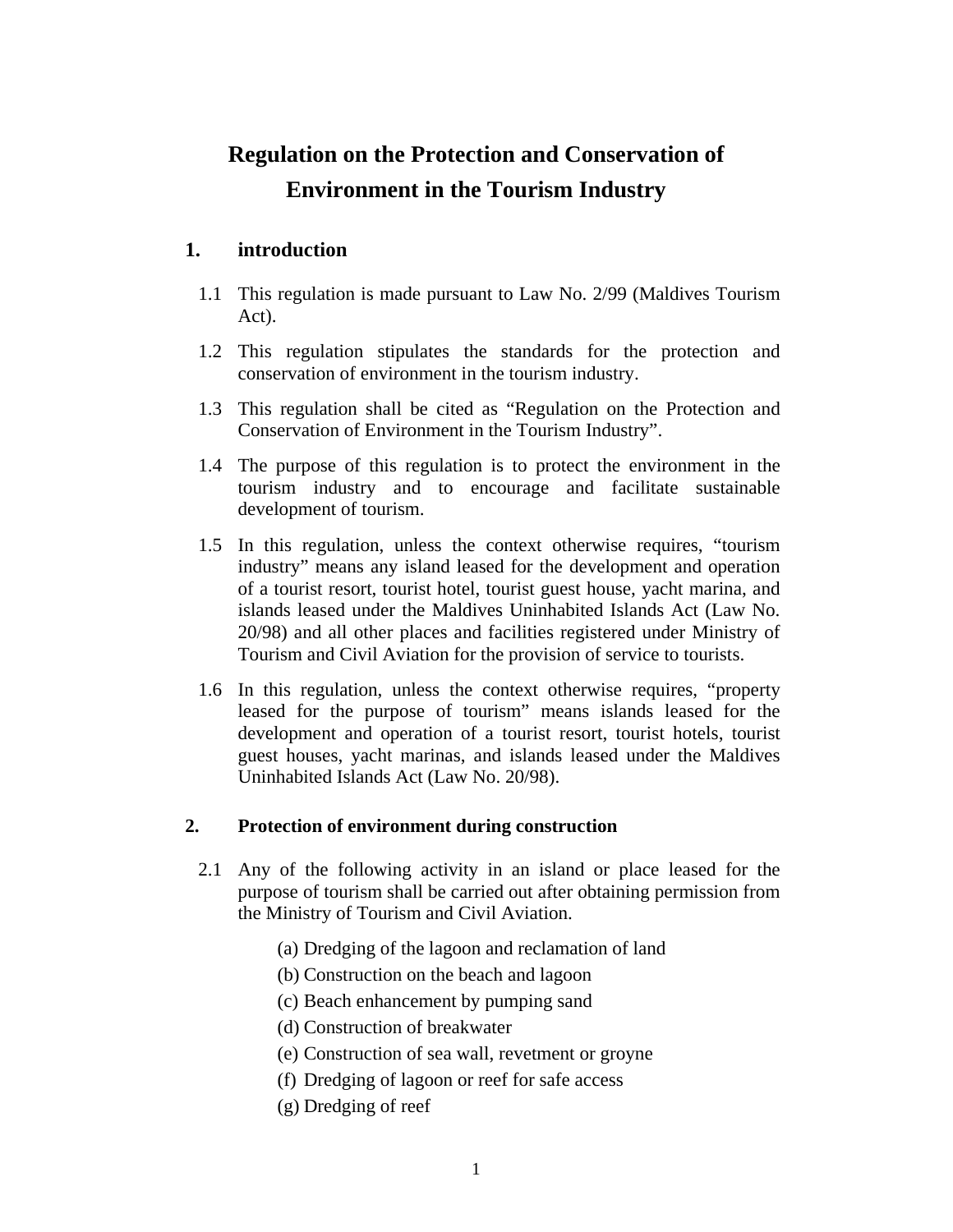# Regulation on the Protection and Conservation of Environment in the Tourism Industry

## 1. introduction

1.1 This regulation is made pursuant to Law No. 2/99 (Maldives Tourism Act).

1.2 This regulation stipulates the standards for the protection and conservation of environment in the tourism industry.

1.3 This regulation shall be cited as “Regulation on the Protection and Conservation of Environment in the Tourism Industry”.

1.4 The purpose of this regulation is to protect the environment in the tourism industry and to encourage and facilitate sustainable development of tourism.

1.5 In this regulation, unless the context otherwise requires, “tourism industry” means any island leased for the development and operation of a tourist resort, tourist hotel, tourist guest house, yacht marina, and islands leased under the Maldives Uninhabited Islands Act (Law No. 20/98) and all other places and facilities registered under Ministry of Tourism and Civil Aviation for the provision of service to tourists.

1.6 In this regulation, unless the context otherwise requires, “property leased for the purpose of tourism” means islands leased for the development and operation of a tourist resort, tourist hotels, tourist guest houses, yacht marinas, and islands leased under the Maldives Uninhabited Islands Act (Law No. 20/98).

## 2. Protection of environment during construction

2.1 Any of the following activity in an island or place leased for the purpose of tourism shall be carried out after obtaining permission from the Ministry of Tourism and Civil Aviation.

(a) Dredging of the lagoon and reclamation of land
(b) Construction on the beach and lagoon
(c) Beach enhancement by pumping sand
(d) Construction of breakwater
(e) Construction of sea wall, revetment or groyne
(f) Dredging of lagoon or reef for safe access
(g) Dredging of reef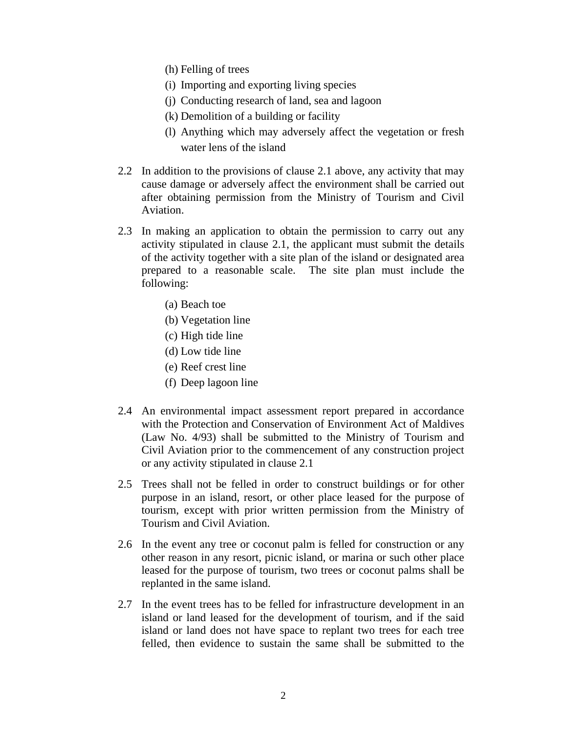(h) Felling of trees
(i) Importing and exporting living species
(j) Conducting research of land, sea and lagoon
(k) Demolition of a building or facility
(l) Anything which may adversely affect the vegetation or fresh water lens of the island

2.2 In addition to the provisions of clause 2.1 above, any activity that may cause damage or adversely affect the environment shall be carried out after obtaining permission from the Ministry of Tourism and Civil Aviation.

2.3 In making an application to obtain the permission to carry out any activity stipulated in clause 2.1, the applicant must submit the details of the activity together with a site plan of the island or designated area prepared to a reasonable scale. The site plan must include the following:

(a) Beach toe
(b) Vegetation line
(c) High tide line
(d) Low tide line
(e) Reef crest line
(f) Deep lagoon line

2.4 An environmental impact assessment report prepared in accordance with the Protection and Conservation of Environment Act of Maldives (Law No. 4/93) shall be submitted to the Ministry of Tourism and Civil Aviation prior to the commencement of any construction project or any activity stipulated in clause 2.1

2.5 Trees shall not be felled in order to construct buildings or for other purpose in an island, resort, or other place leased for the purpose of tourism, except with prior written permission from the Ministry of Tourism and Civil Aviation.

2.6 In the event any tree or coconut palm is felled for construction or any other reason in any resort, picnic island, or marina or such other place leased for the purpose of tourism, two trees or coconut palms shall be replanted in the same island.

2.7 In the event trees has to be felled for infrastructure development in an island or land leased for the development of tourism, and if the said island or land does not have space to replant two trees for each tree felled, then evidence to sustain the same shall be submitted to the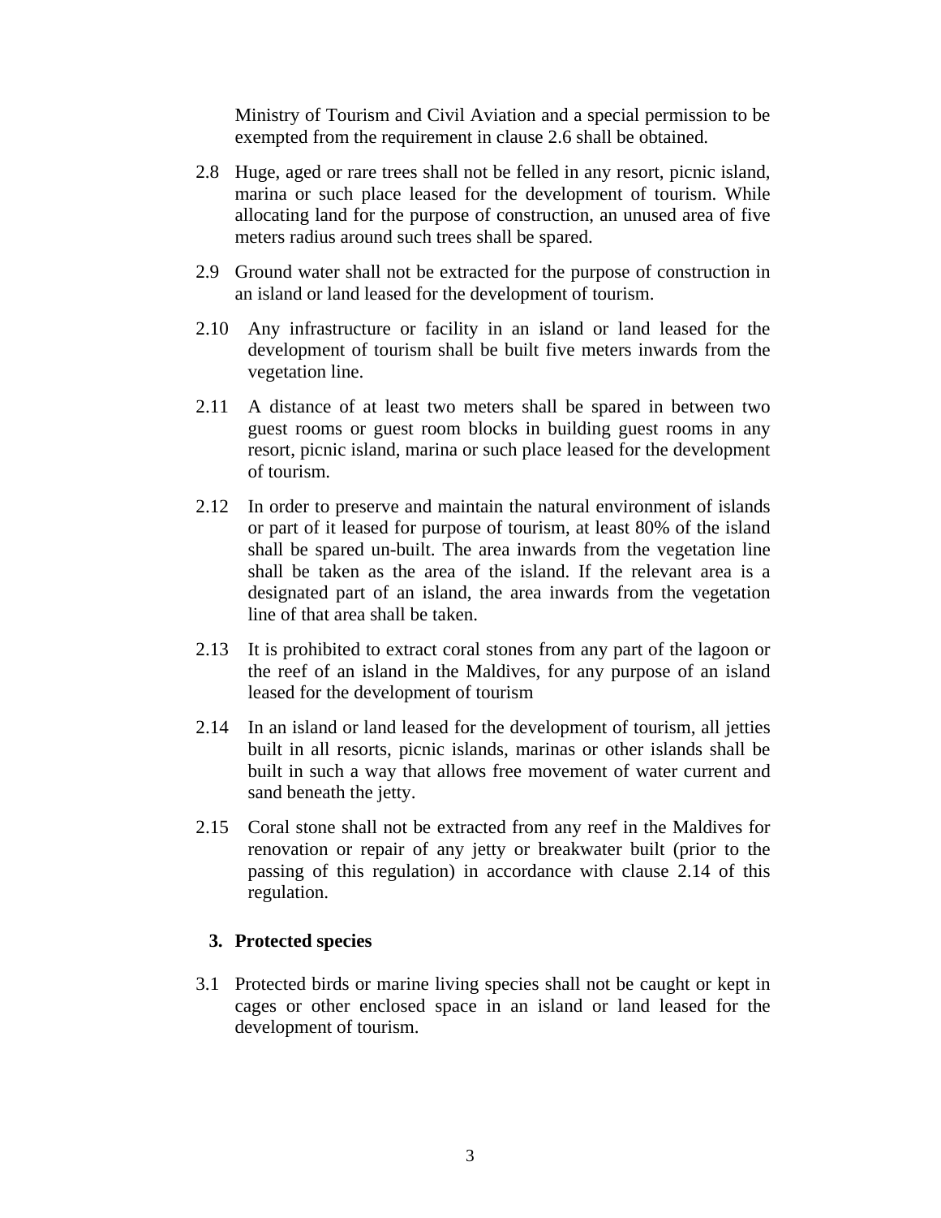Ministry of Tourism and Civil Aviation and a special permission to be exempted from the requirement in clause 2.6 shall be obtained.

2.8 Huge, aged or rare trees shall not be felled in any resort, picnic island, marina or such place leased for the development of tourism. While allocating land for the purpose of construction, an unused area of five meters radius around such trees shall be spared.

2.9 Ground water shall not be extracted for the purpose of construction in an island or land leased for the development of tourism.

2.10 Any infrastructure or facility in an island or land leased for the development of tourism shall be built five meters inwards from the vegetation line.

2.11 A distance of at least two meters shall be spared in between two guest rooms or guest room blocks in building guest rooms in any resort, picnic island, marina or such place leased for the development of tourism.

2.12 In order to preserve and maintain the natural environment of islands or part of it leased for purpose of tourism, at least 80% of the island shall be spared un-built. The area inwards from the vegetation line shall be taken as the area of the island. If the relevant area is a designated part of an island, the area inwards from the vegetation line of that area shall be taken.

2.13 It is prohibited to extract coral stones from any part of the lagoon or the reef of an island in the Maldives, for any purpose of an island leased for the development of tourism

2.14 In an island or land leased for the development of tourism, all jetties built in all resorts, picnic islands, marinas or other islands shall be built in such a way that allows free movement of water current and sand beneath the jetty.

2.15 Coral stone shall not be extracted from any reef in the Maldives for renovation or repair of any jetty or breakwater built (prior to the passing of this regulation) in accordance with clause 2.14 of this regulation.

## 3. Protected species

3.1 Protected birds or marine living species shall not be caught or kept in cages or other enclosed space in an island or land leased for the development of tourism.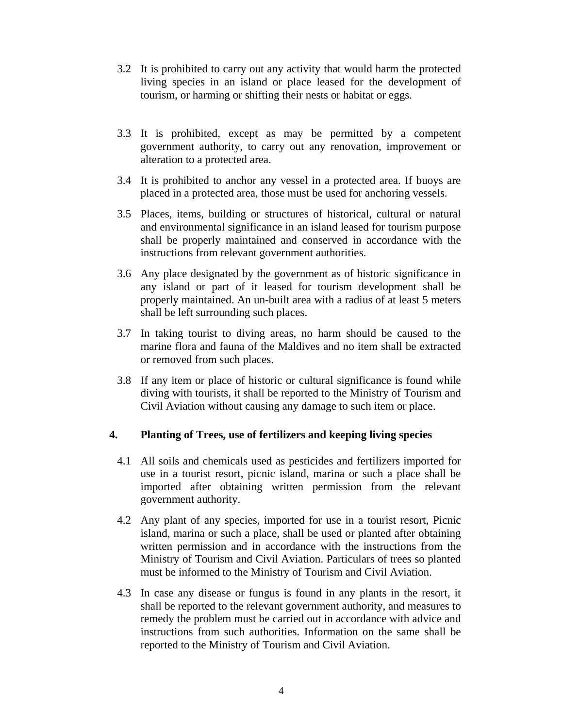3.2 It is prohibited to carry out any activity that would harm the protected living species in an island or place leased for the development of tourism, or harming or shifting their nests or habitat or eggs.

3.3 It is prohibited, except as may be permitted by a competent government authority, to carry out any renovation, improvement or alteration to a protected area.

3.4 It is prohibited to anchor any vessel in a protected area. If buoys are placed in a protected area, those must be used for anchoring vessels.

3.5 Places, items, building or structures of historical, cultural or natural and environmental significance in an island leased for tourism purpose shall be properly maintained and conserved in accordance with the instructions from relevant government authorities.

3.6 Any place designated by the government as of historic significance in any island or part of it leased for tourism development shall be properly maintained. An un-built area with a radius of at least 5 meters shall be left surrounding such places.

3.7 In taking tourist to diving areas, no harm should be caused to the marine flora and fauna of the Maldives and no item shall be extracted or removed from such places.

3.8 If any item or place of historic or cultural significance is found while diving with tourists, it shall be reported to the Ministry of Tourism and Civil Aviation without causing any damage to such item or place.

## 4. Planting of Trees, use of fertilizers and keeping living species

4.1 All soils and chemicals used as pesticides and fertilizers imported for use in a tourist resort, picnic island, marina or such a place shall be imported after obtaining written permission from the relevant government authority.

4.2 Any plant of any species, imported for use in a tourist resort, Picnic island, marina or such a place, shall be used or planted after obtaining written permission and in accordance with the instructions from the Ministry of Tourism and Civil Aviation. Particulars of trees so planted must be informed to the Ministry of Tourism and Civil Aviation.

4.3 In case any disease or fungus is found in any plants in the resort, it shall be reported to the relevant government authority, and measures to remedy the problem must be carried out in accordance with advice and instructions from such authorities. Information on the same shall be reported to the Ministry of Tourism and Civil Aviation.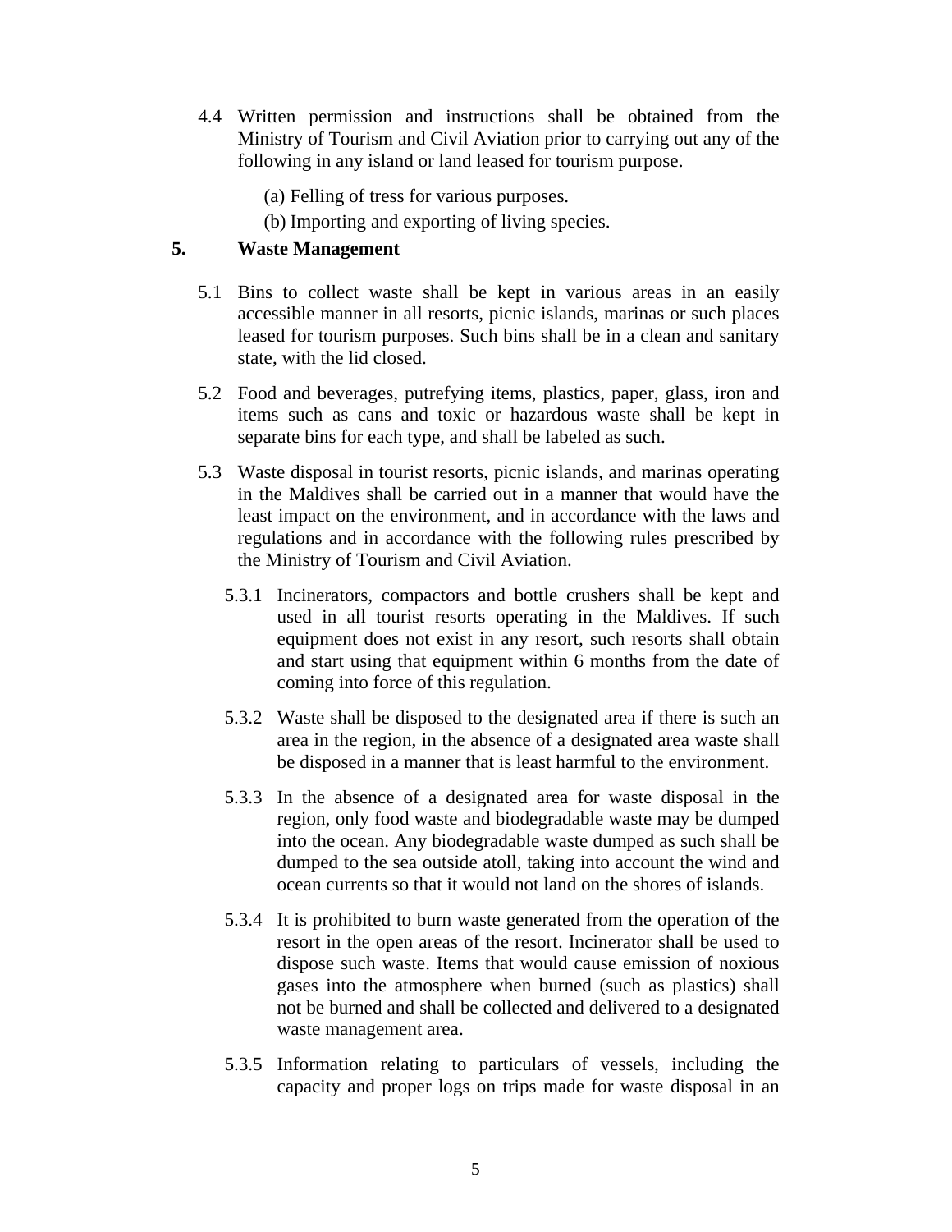4.4 Written permission and instructions shall be obtained from the Ministry of Tourism and Civil Aviation prior to carrying out any of the following in any island or land leased for tourism purpose.

(a) Felling of tress for various purposes.

(b) Importing and exporting of living species.

## 5. Waste Management

5.1 Bins to collect waste shall be kept in various areas in an easily accessible manner in all resorts, picnic islands, marinas or such places leased for tourism purposes. Such bins shall be in a clean and sanitary state, with the lid closed.

5.2 Food and beverages, putrefying items, plastics, paper, glass, iron and items such as cans and toxic or hazardous waste shall be kept in separate bins for each type, and shall be labeled as such.

5.3 Waste disposal in tourist resorts, picnic islands, and marinas operating in the Maldives shall be carried out in a manner that would have the least impact on the environment, and in accordance with the laws and regulations and in accordance with the following rules prescribed by the Ministry of Tourism and Civil Aviation.

5.3.1 Incinerators, compactors and bottle crushers shall be kept and used in all tourist resorts operating in the Maldives. If such equipment does not exist in any resort, such resorts shall obtain and start using that equipment within 6 months from the date of coming into force of this regulation.

5.3.2 Waste shall be disposed to the designated area if there is such an area in the region, in the absence of a designated area waste shall be disposed in a manner that is least harmful to the environment.

5.3.3 In the absence of a designated area for waste disposal in the region, only food waste and biodegradable waste may be dumped into the ocean. Any biodegradable waste dumped as such shall be dumped to the sea outside atoll, taking into account the wind and ocean currents so that it would not land on the shores of islands.

5.3.4 It is prohibited to burn waste generated from the operation of the resort in the open areas of the resort. Incinerator shall be used to dispose such waste. Items that would cause emission of noxious gases into the atmosphere when burned (such as plastics) shall not be burned and shall be collected and delivered to a designated waste management area.

5.3.5 Information relating to particulars of vessels, including the capacity and proper logs on trips made for waste disposal in an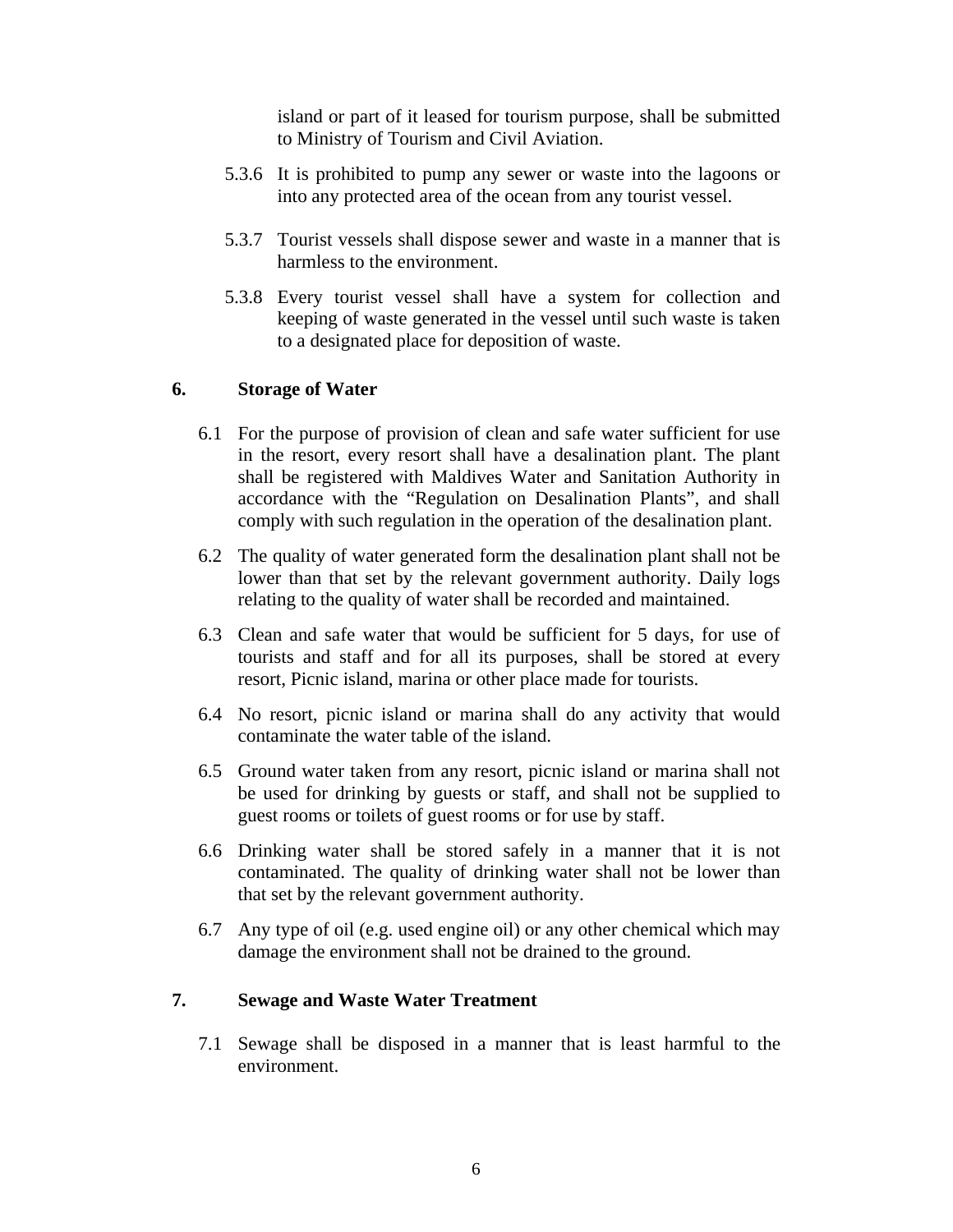island or part of it leased for tourism purpose, shall be submitted to Ministry of Tourism and Civil Aviation.

5.3.6 It is prohibited to pump any sewer or waste into the lagoons or into any protected area of the ocean from any tourist vessel.

5.3.7 Tourist vessels shall dispose sewer and waste in a manner that is harmless to the environment.

5.3.8 Every tourist vessel shall have a system for collection and keeping of waste generated in the vessel until such waste is taken to a designated place for deposition of waste.

## 6. Storage of Water

6.1 For the purpose of provision of clean and safe water sufficient for use in the resort, every resort shall have a desalination plant. The plant shall be registered with Maldives Water and Sanitation Authority in accordance with the "Regulation on Desalination Plants", and shall comply with such regulation in the operation of the desalination plant.

6.2 The quality of water generated form the desalination plant shall not be lower than that set by the relevant government authority. Daily logs relating to the quality of water shall be recorded and maintained.

6.3 Clean and safe water that would be sufficient for 5 days, for use of tourists and staff and for all its purposes, shall be stored at every resort, Picnic island, marina or other place made for tourists.

6.4 No resort, picnic island or marina shall do any activity that would contaminate the water table of the island.

6.5 Ground water taken from any resort, picnic island or marina shall not be used for drinking by guests or staff, and shall not be supplied to guest rooms or toilets of guest rooms or for use by staff.

6.6 Drinking water shall be stored safely in a manner that it is not contaminated. The quality of drinking water shall not be lower than that set by the relevant government authority.

6.7 Any type of oil (e.g. used engine oil) or any other chemical which may damage the environment shall not be drained to the ground.

## 7. Sewage and Waste Water Treatment

7.1 Sewage shall be disposed in a manner that is least harmful to the environment.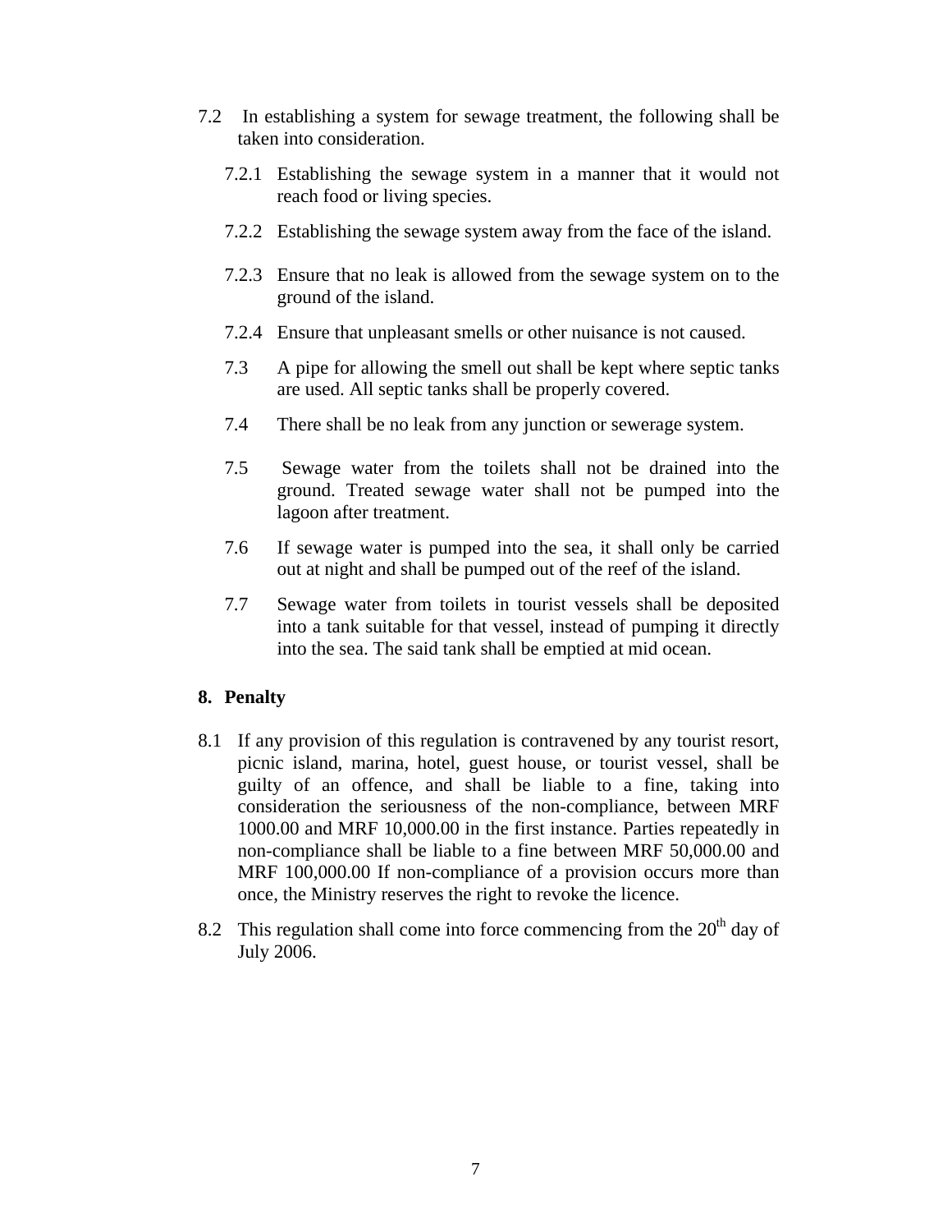7.2 In establishing a system for sewage treatment, the following shall be taken into consideration.

7.2.1 Establishing the sewage system in a manner that it would not reach food or living species.

7.2.2 Establishing the sewage system away from the face of the island.

7.2.3 Ensure that no leak is allowed from the sewage system on to the ground of the island.

7.2.4 Ensure that unpleasant smells or other nuisance is not caused.

7.3 A pipe for allowing the smell out shall be kept where septic tanks are used. All septic tanks shall be properly covered.

7.4 There shall be no leak from any junction or sewerage system.

7.5 Sewage water from the toilets shall not be drained into the ground. Treated sewage water shall not be pumped into the lagoon after treatment.

7.6 If sewage water is pumped into the sea, it shall only be carried out at night and shall be pumped out of the reef of the island.

7.7 Sewage water from toilets in tourist vessels shall be deposited into a tank suitable for that vessel, instead of pumping it directly into the sea. The said tank shall be emptied at mid ocean.

## 8. Penalty

8.1 If any provision of this regulation is contravened by any tourist resort, picnic island, marina, hotel, guest house, or tourist vessel, shall be guilty of an offence, and shall be liable to a fine, taking into consideration the seriousness of the non-compliance, between MRF 1000.00 and MRF 10,000.00 in the first instance. Parties repeatedly in non-compliance shall be liable to a fine between MRF 50,000.00 and MRF 100,000.00 If non-compliance of a provision occurs more than once, the Ministry reserves the right to revoke the licence.

8.2 This regulation shall come into force commencing from the 20th day of July 2006.